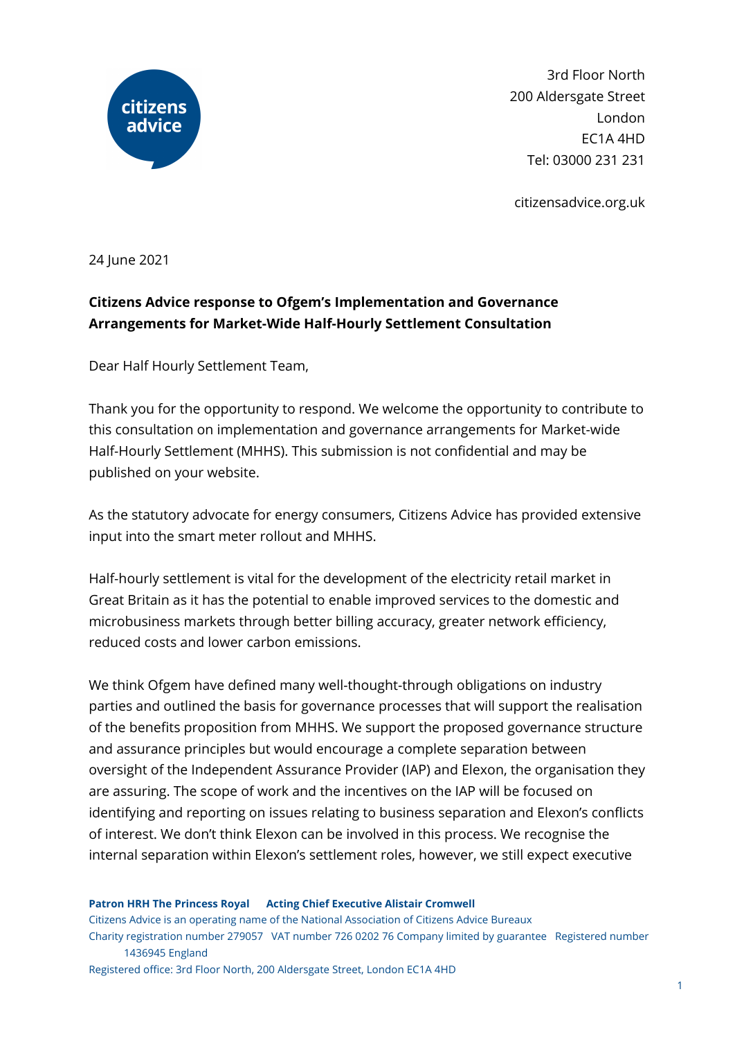3rd Floor North
200 Aldersgate Street
London
EC1A 4HD
Tel: 03000 231 231

citizensadvice.org.uk

24 June 2021

**Citizens Advice response to Ofgem's Implementation and Governance Arrangements for Market-Wide Half-Hourly Settlement Consultation**

Dear Half Hourly Settlement Team,

Thank you for the opportunity to respond. We welcome the opportunity to contribute to this consultation on implementation and governance arrangements for Market-wide Half-Hourly Settlement (MHHS). This submission is not confidential and may be published on your website.

As the statutory advocate for energy consumers, Citizens Advice has provided extensive input into the smart meter rollout and MHHS.

Half-hourly settlement is vital for the development of the electricity retail market in Great Britain as it has the potential to enable improved services to the domestic and microbusiness markets through better billing accuracy, greater network efficiency, reduced costs and lower carbon emissions.

We think Ofgem have defined many well-thought-through obligations on industry parties and outlined the basis for governance processes that will support the realisation of the benefits proposition from MHHS. We support the proposed governance structure and assurance principles but would encourage a complete separation between oversight of the Independent Assurance Provider (IAP) and Elexon, the organisation they are assuring. The scope of work and the incentives on the IAP will be focused on identifying and reporting on issues relating to business separation and Elexon's conflicts of interest. We don't think Elexon can be involved in this process. We recognise the internal separation within Elexon's settlement roles, however, we still expect executive

**Patron HRH The Princess Royal** **Acting Chief Executive Alistair Cromwell**
Citizens Advice is an operating name of the National Association of Citizens Advice Bureaux
Charity registration number 279057 VAT number 726 0202 76 Company limited by guarantee Registered number 1436945 England
Registered office: 3rd Floor North, 200 Aldersgate Street, London EC1A 4HD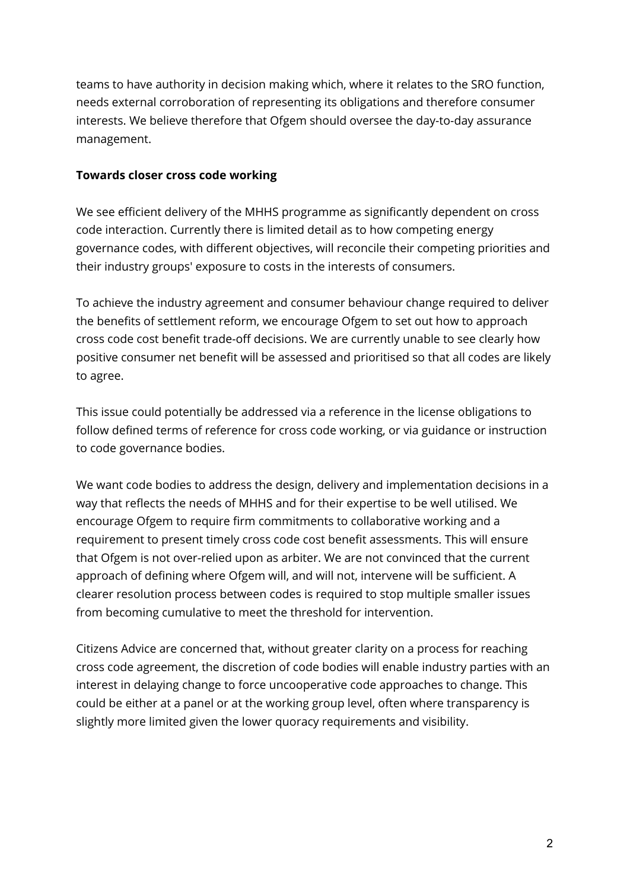teams to have authority in decision making which, where it relates to the SRO function, needs external corroboration of representing its obligations and therefore consumer interests. We believe therefore that Ofgem should oversee the day-to-day assurance management.

**Towards closer cross code working**

We see efficient delivery of the MHHS programme as significantly dependent on cross code interaction. Currently there is limited detail as to how competing energy governance codes, with different objectives, will reconcile their competing priorities and their industry groups' exposure to costs in the interests of consumers.

To achieve the industry agreement and consumer behaviour change required to deliver the benefits of settlement reform, we encourage Ofgem to set out how to approach cross code cost benefit trade-off decisions. We are currently unable to see clearly how positive consumer net benefit will be assessed and prioritised so that all codes are likely to agree.

This issue could potentially be addressed via a reference in the license obligations to follow defined terms of reference for cross code working, or via guidance or instruction to code governance bodies.

We want code bodies to address the design, delivery and implementation decisions in a way that reflects the needs of MHHS and for their expertise to be well utilised. We encourage Ofgem to require firm commitments to collaborative working and a requirement to present timely cross code cost benefit assessments. This will ensure that Ofgem is not over-relied upon as arbiter. We are not convinced that the current approach of defining where Ofgem will, and will not, intervene will be sufficient. A clearer resolution process between codes is required to stop multiple smaller issues from becoming cumulative to meet the threshold for intervention.

Citizens Advice are concerned that, without greater clarity on a process for reaching cross code agreement, the discretion of code bodies will enable industry parties with an interest in delaying change to force uncooperative code approaches to change. This could be either at a panel or at the working group level, often where transparency is slightly more limited given the lower quoracy requirements and visibility.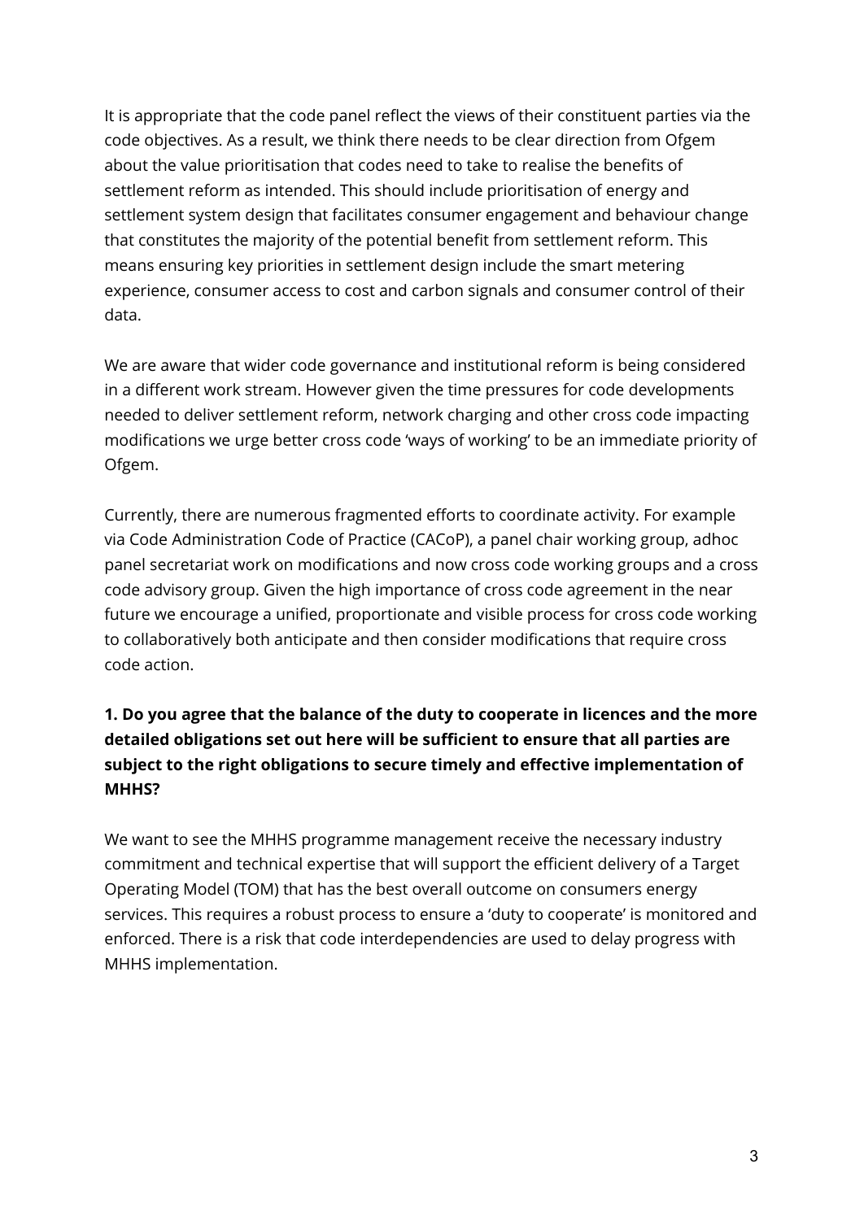It is appropriate that the code panel reflect the views of their constituent parties via the code objectives. As a result, we think there needs to be clear direction from Ofgem about the value prioritisation that codes need to take to realise the benefits of settlement reform as intended. This should include prioritisation of energy and settlement system design that facilitates consumer engagement and behaviour change that constitutes the majority of the potential benefit from settlement reform. This means ensuring key priorities in settlement design include the smart metering experience, consumer access to cost and carbon signals and consumer control of their data.

We are aware that wider code governance and institutional reform is being considered in a different work stream. However given the time pressures for code developments needed to deliver settlement reform, network charging and other cross code impacting modifications we urge better cross code 'ways of working' to be an immediate priority of Ofgem.

Currently, there are numerous fragmented efforts to coordinate activity. For example via Code Administration Code of Practice (CACoP), a panel chair working group, adhoc panel secretariat work on modifications and now cross code working groups and a cross code advisory group. Given the high importance of cross code agreement in the near future we encourage a unified, proportionate and visible process for cross code working to collaboratively both anticipate and then consider modifications that require cross code action.

**1. Do you agree that the balance of the duty to cooperate in licences and the more detailed obligations set out here will be sufficient to ensure that all parties are subject to the right obligations to secure timely and effective implementation of MHHS?**

We want to see the MHHS programme management receive the necessary industry commitment and technical expertise that will support the efficient delivery of a Target Operating Model (TOM) that has the best overall outcome on consumers energy services. This requires a robust process to ensure a 'duty to cooperate' is monitored and enforced. There is a risk that code interdependencies are used to delay progress with MHHS implementation.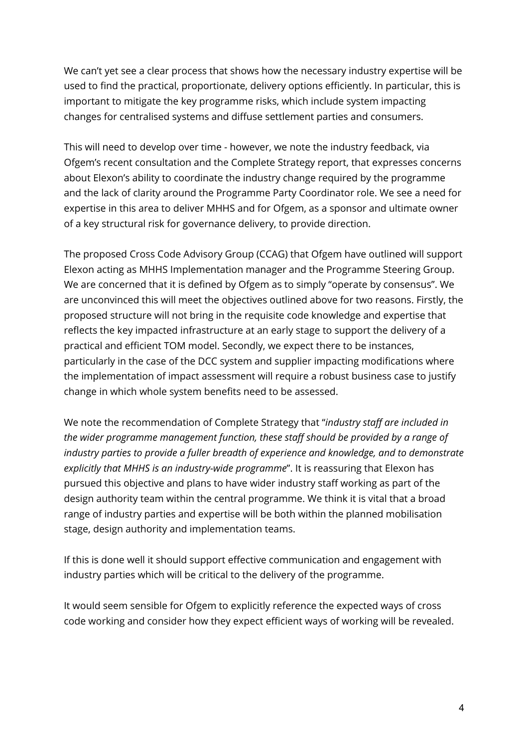We can't yet see a clear process that shows how the necessary industry expertise will be used to find the practical, proportionate, delivery options efficiently. In particular, this is important to mitigate the key programme risks, which include system impacting changes for centralised systems and diffuse settlement parties and consumers.

This will need to develop over time - however, we note the industry feedback, via Ofgem's recent consultation and the Complete Strategy report, that expresses concerns about Elexon's ability to coordinate the industry change required by the programme and the lack of clarity around the Programme Party Coordinator role. We see a need for expertise in this area to deliver MHHS and for Ofgem, as a sponsor and ultimate owner of a key structural risk for governance delivery, to provide direction.

The proposed Cross Code Advisory Group (CCAG) that Ofgem have outlined will support Elexon acting as MHHS Implementation manager and the Programme Steering Group. We are concerned that it is defined by Ofgem as to simply "operate by consensus". We are unconvinced this will meet the objectives outlined above for two reasons. Firstly, the proposed structure will not bring in the requisite code knowledge and expertise that reflects the key impacted infrastructure at an early stage to support the delivery of a practical and efficient TOM model. Secondly, we expect there to be instances, particularly in the case of the DCC system and supplier impacting modifications where the implementation of impact assessment will require a robust business case to justify change in which whole system benefits need to be assessed.

We note the recommendation of Complete Strategy that "*industry staff are included in the wider programme management function, these staff should be provided by a range of industry parties to provide a fuller breadth of experience and knowledge, and to demonstrate explicitly that MHHS is an industry-wide programme*". It is reassuring that Elexon has pursued this objective and plans to have wider industry staff working as part of the design authority team within the central programme. We think it is vital that a broad range of industry parties and expertise will be both within the planned mobilisation stage, design authority and implementation teams.

If this is done well it should support effective communication and engagement with industry parties which will be critical to the delivery of the programme.

It would seem sensible for Ofgem to explicitly reference the expected ways of cross code working and consider how they expect efficient ways of working will be revealed.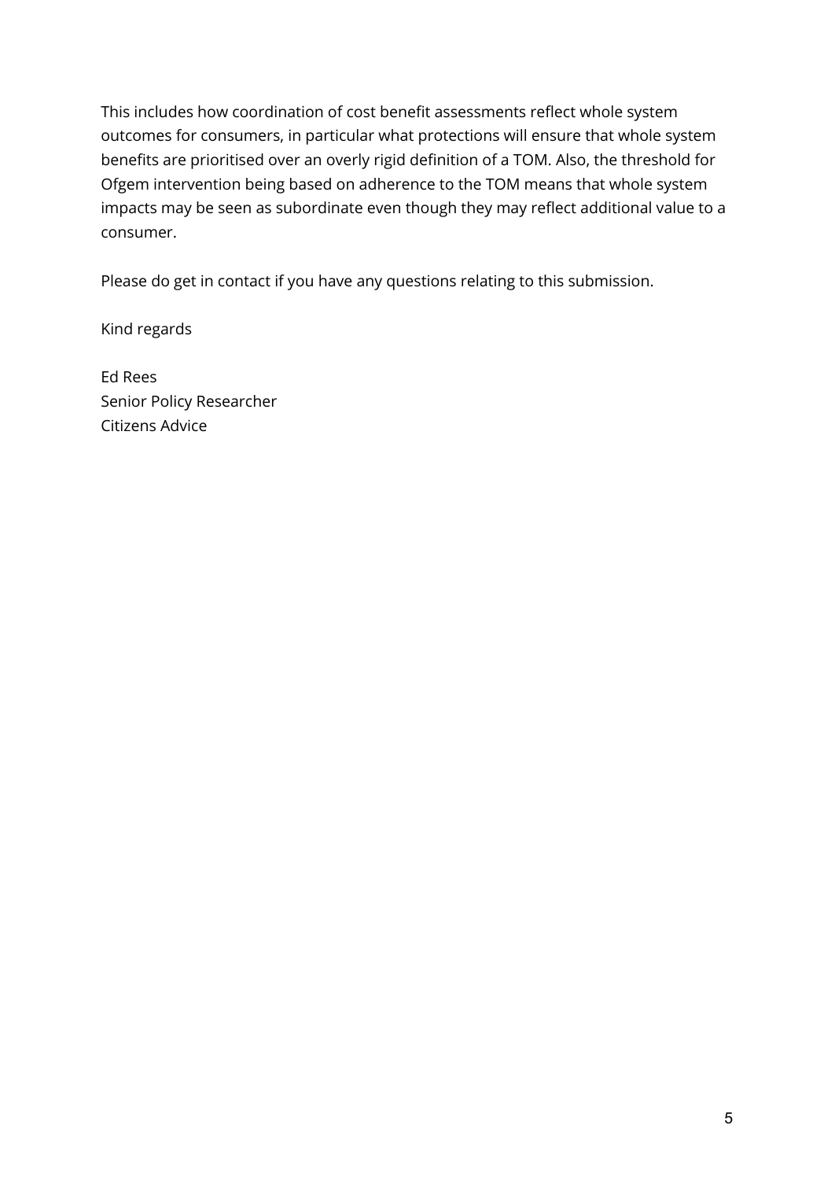This includes how coordination of cost benefit assessments reflect whole system outcomes for consumers, in particular what protections will ensure that whole system benefits are prioritised over an overly rigid definition of a TOM. Also, the threshold for Ofgem intervention being based on adherence to the TOM means that whole system impacts may be seen as subordinate even though they may reflect additional value to a consumer.

Please do get in contact if you have any questions relating to this submission.

Kind regards

Ed Rees
Senior Policy Researcher
Citizens Advice